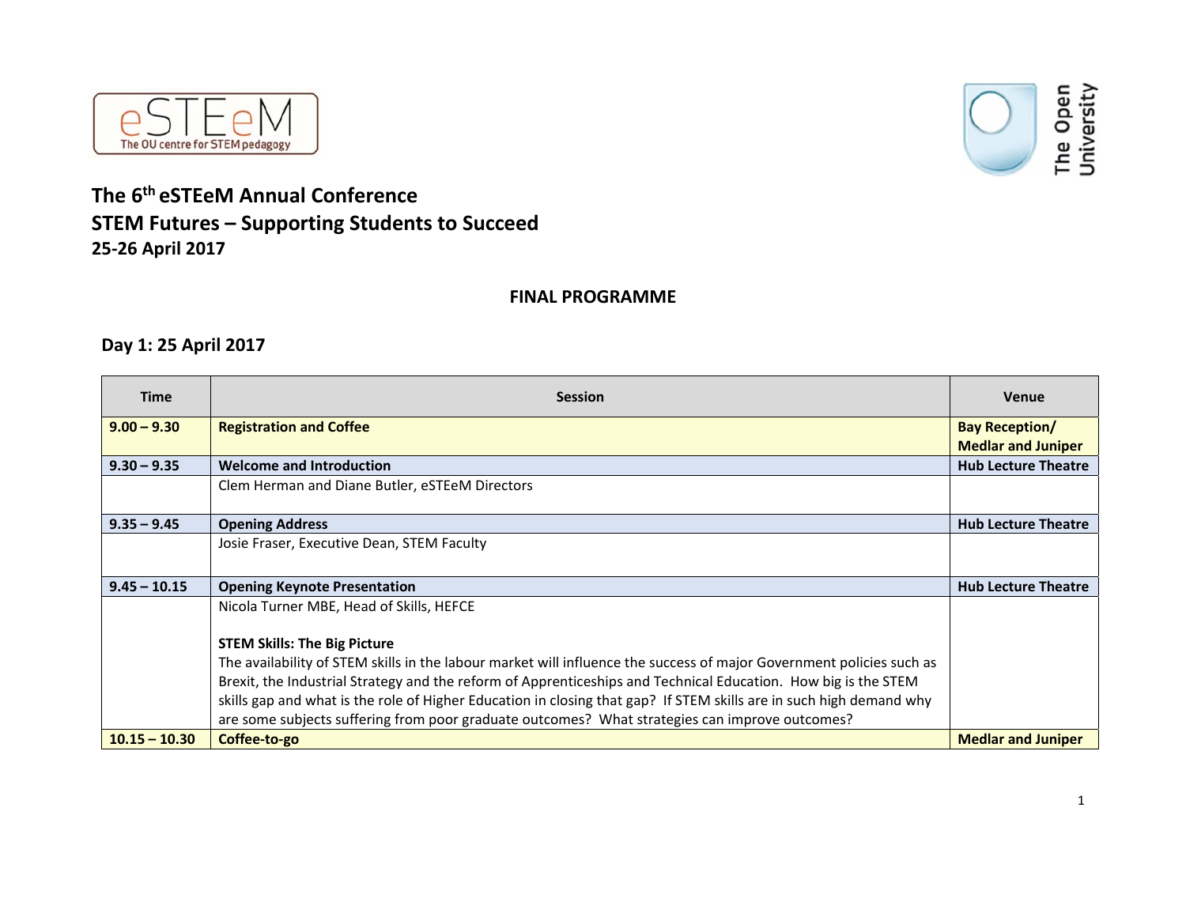# The 6th eSTEeM Annual Conference

## STEM Futures – Supporting Students to Succeed

### 25-26 April 2017

**FINAL PROGRAMME**

### Day 1: 25 April 2017

| Time | Session | Venue |
|---|---|---|
| **9.00 – 9.30** | **Registration and Coffee** | **Bay Reception/ Medlar and Juniper** |
| **9.30 – 9.35** | **Welcome and Introduction** | **Hub Lecture Theatre** |
| | Clem Herman and Diane Butler, eSTEeM Directors | |
| **9.35 – 9.45** | **Opening Address** | **Hub Lecture Theatre** |
| | Josie Fraser, Executive Dean, STEM Faculty | |
| **9.45 – 10.15** | **Opening Keynote Presentation** | **Hub Lecture Theatre** |
| | Nicola Turner MBE, Head of Skills, HEFCE<br><br>**STEM Skills: The Big Picture**<br>The availability of STEM skills in the labour market will influence the success of major Government policies such as Brexit, the Industrial Strategy and the reform of Apprenticeships and Technical Education. How big is the STEM skills gap and what is the role of Higher Education in closing that gap? If STEM skills are in such high demand why are some subjects suffering from poor graduate outcomes? What strategies can improve outcomes? | |
| **10.15 – 10.30** | **Coffee-to-go** | **Medlar and Juniper** |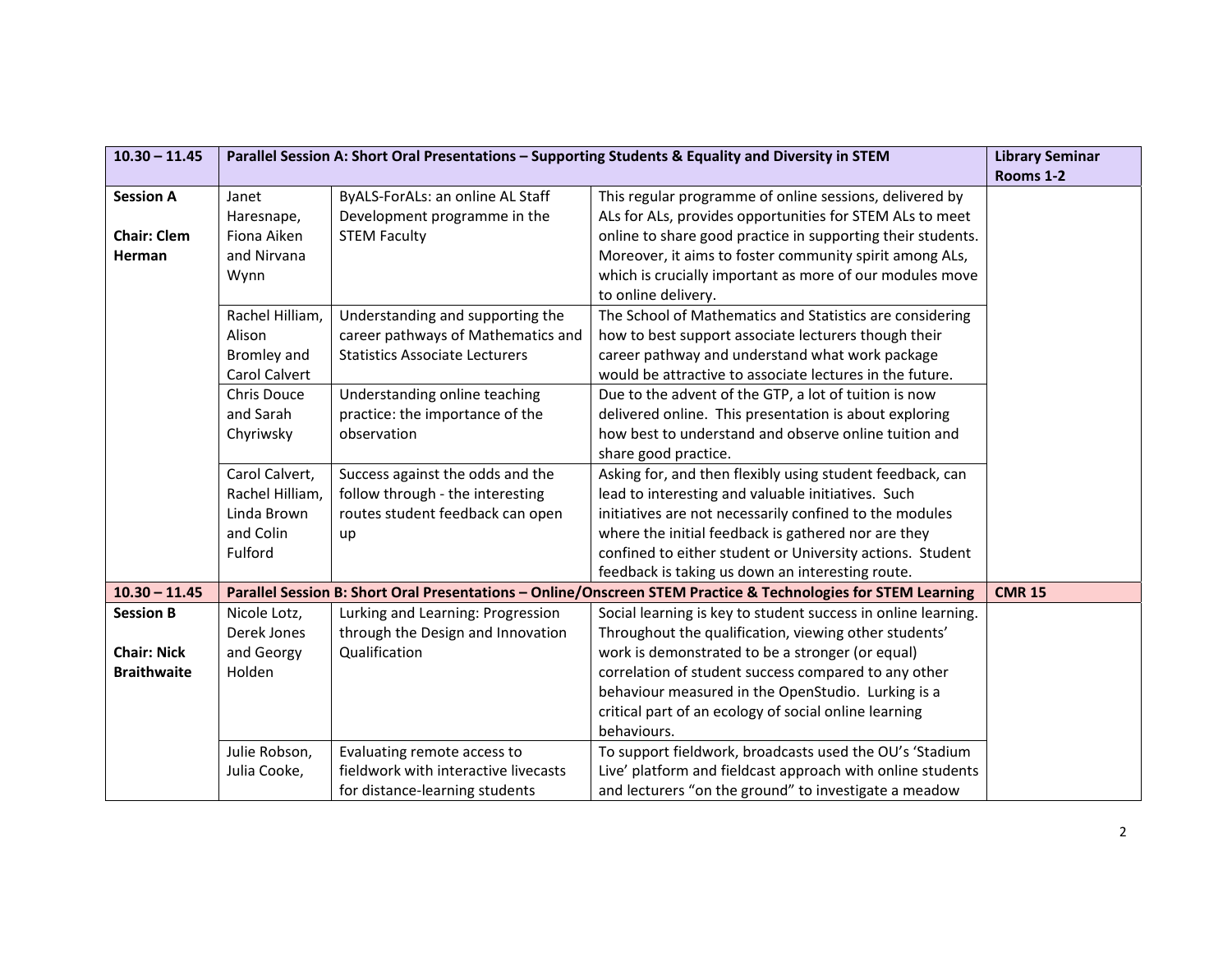| 10.30 – 11.45 | Parallel Session A: Short Oral Presentations – Supporting Students & Equality and Diversity in STEM | | | Library Seminar Rooms 1-2 |
|---|---|---|---|---|
| **Session A**<br><br>**Chair: Clem Herman** | Janet Haresnape, Fiona Aiken and Nirvana Wynn | ByALS-ForALs: an online AL Staff Development programme in the STEM Faculty | This regular programme of online sessions, delivered by ALs for ALs, provides opportunities for STEM ALs to meet online to share good practice in supporting their students. Moreover, it aims to foster community spirit among ALs, which is crucially important as more of our modules move to online delivery. | |
| | Rachel Hilliam, Alison Bromley and Carol Calvert | Understanding and supporting the career pathways of Mathematics and Statistics Associate Lecturers | The School of Mathematics and Statistics are considering how to best support associate lecturers though their career pathway and understand what work package would be attractive to associate lectures in the future. | |
| | Chris Douce and Sarah Chyriwsky | Understanding online teaching practice: the importance of the observation | Due to the advent of the GTP, a lot of tuition is now delivered online. This presentation is about exploring how best to understand and observe online tuition and share good practice. | |
| | Carol Calvert, Rachel Hilliam, Linda Brown and Colin Fulford | Success against the odds and the follow through - the interesting routes student feedback can open up | Asking for, and then flexibly using student feedback, can lead to interesting and valuable initiatives. Such initiatives are not necessarily confined to the modules where the initial feedback is gathered nor are they confined to either student or University actions. Student feedback is taking us down an interesting route. | |
| **10.30 – 11.45** | **Parallel Session B: Short Oral Presentations – Online/Onscreen STEM Practice & Technologies for STEM Learning** | | | **CMR 15** |
| **Session B**<br><br>**Chair: Nick Braithwaite** | Nicole Lotz, Derek Jones and Georgy Holden | Lurking and Learning: Progression through the Design and Innovation Qualification | Social learning is key to student success in online learning. Throughout the qualification, viewing other students' work is demonstrated to be a stronger (or equal) correlation of student success compared to any other behaviour measured in the OpenStudio. Lurking is a critical part of an ecology of social online learning behaviours. | |
| | Julie Robson, Julia Cooke, | Evaluating remote access to fieldwork with interactive livecasts for distance-learning students | To support fieldwork, broadcasts used the OU's 'Stadium Live' platform and fieldcast approach with online students and lecturers "on the ground" to investigate a meadow | |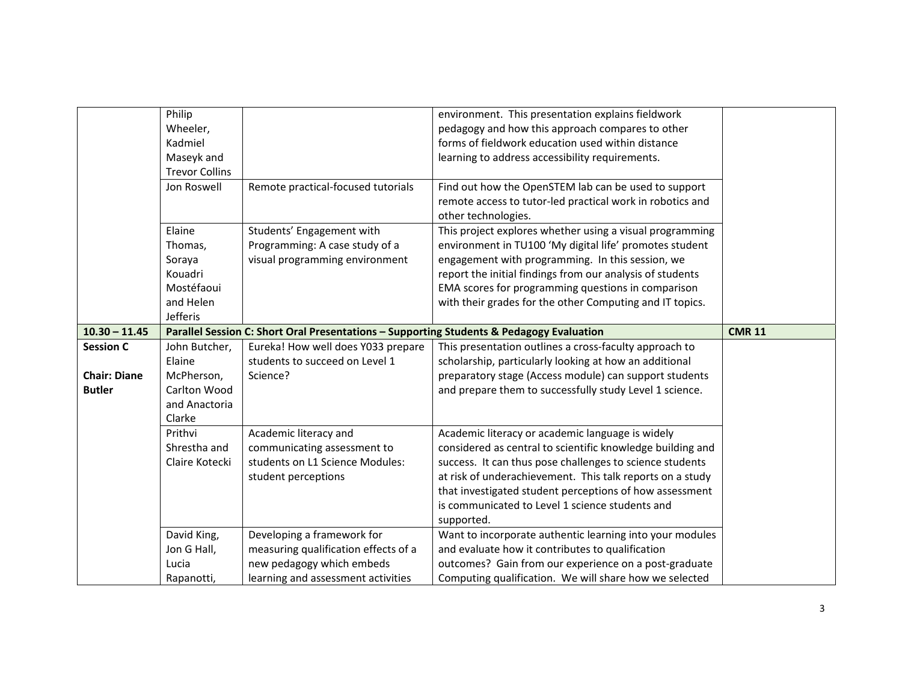| | | | | |
|---|---|---|---|---|
| | Philip Wheeler, Kadmiel Maseyk and Trevor Collins | | environment. This presentation explains fieldwork pedagogy and how this approach compares to other forms of fieldwork education used within distance learning to address accessibility requirements. | |
| | Jon Roswell | Remote practical-focused tutorials | Find out how the OpenSTEM lab can be used to support remote access to tutor-led practical work in robotics and other technologies. | |
| | Elaine Thomas, Soraya Kouadri Mostéfaoui and Helen Jefferis | Students' Engagement with Programming: A case study of a visual programming environment | This project explores whether using a visual programming environment in TU100 'My digital life' promotes student engagement with programming. In this session, we report the initial findings from our analysis of students EMA scores for programming questions in comparison with their grades for the other Computing and IT topics. | |
| **10.30 – 11.45** | **Parallel Session C: Short Oral Presentations – Supporting Students & Pedagogy Evaluation** | | | **CMR 11** |
| **Session C**<br><br>**Chair: Diane Butler** | John Butcher, Elaine McPherson, Carlton Wood and Anactoria Clarke | Eureka! How well does Y033 prepare students to succeed on Level 1 Science? | This presentation outlines a cross-faculty approach to scholarship, particularly looking at how an additional preparatory stage (Access module) can support students and prepare them to successfully study Level 1 science. | |
| | Prithvi Shrestha and Claire Kotecki | Academic literacy and communicating assessment to students on L1 Science Modules: student perceptions | Academic literacy or academic language is widely considered as central to scientific knowledge building and success. It can thus pose challenges to science students at risk of underachievement. This talk reports on a study that investigated student perceptions of how assessment is communicated to Level 1 science students and supported. | |
| | David King, Jon G Hall, Lucia Rapanotti, | Developing a framework for measuring qualification effects of a new pedagogy which embeds learning and assessment activities | Want to incorporate authentic learning into your modules and evaluate how it contributes to qualification outcomes? Gain from our experience on a post-graduate Computing qualification. We will share how we selected | |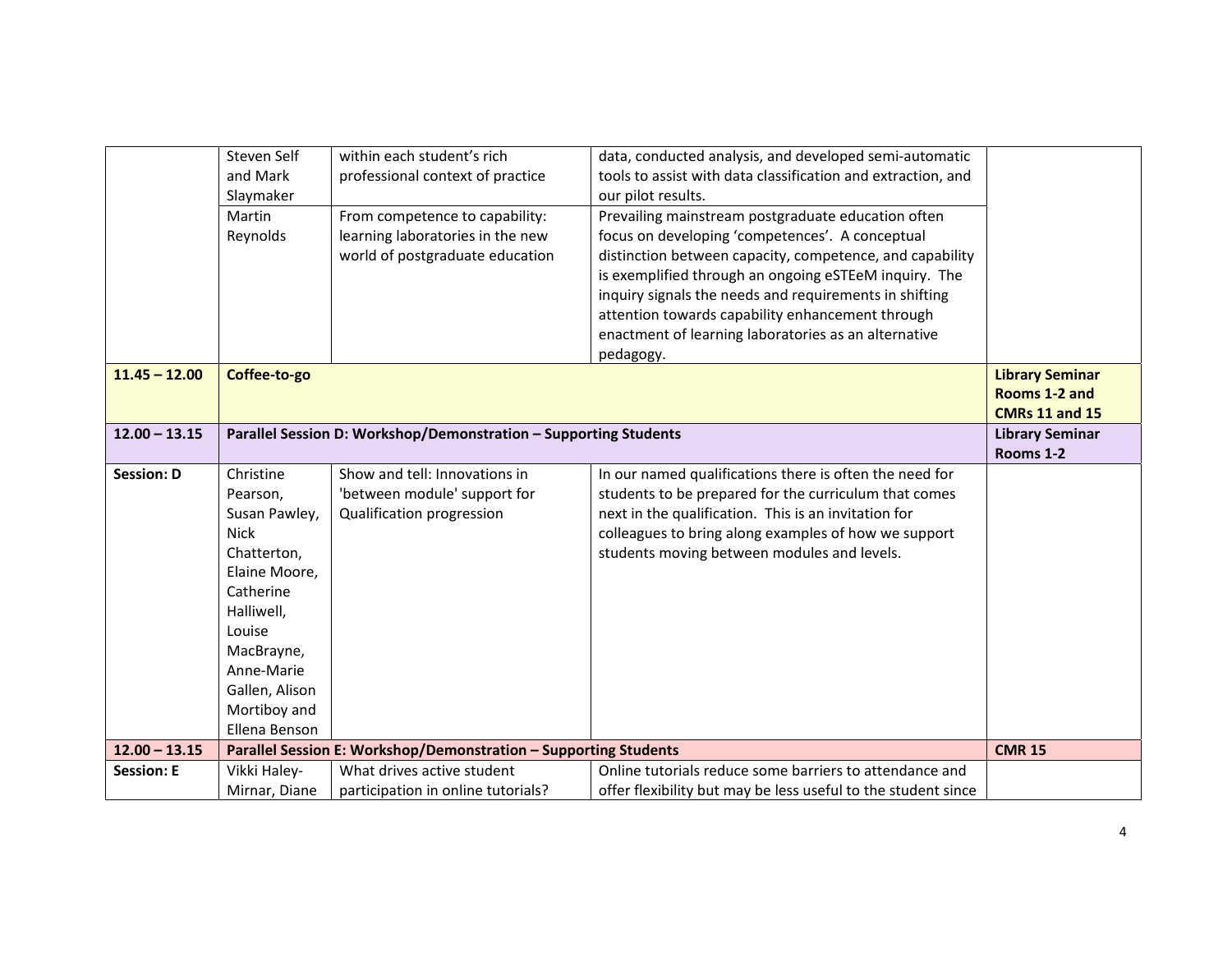| | | | | |
|---|---|---|---|---|
| | Steven Self and Mark Slaymaker | within each student's rich professional context of practice | data, conducted analysis, and developed semi-automatic tools to assist with data classification and extraction, and our pilot results. | |
| | Martin Reynolds | From competence to capability: learning laboratories in the new world of postgraduate education | Prevailing mainstream postgraduate education often focus on developing 'competences'. A conceptual distinction between capacity, competence, and capability is exemplified through an ongoing eSTEeM inquiry. The inquiry signals the needs and requirements in shifting attention towards capability enhancement through enactment of learning laboratories as an alternative pedagogy. | |
| **11.45 – 12.00** | **Coffee-to-go** | | | **Library Seminar Rooms 1-2 and CMRs 11 and 15** |
| **12.00 – 13.15** | **Parallel Session D: Workshop/Demonstration – Supporting Students** | | | **Library Seminar Rooms 1-2** |
| **Session: D** | Christine Pearson, Susan Pawley, Nick Chatterton, Elaine Moore, Catherine Halliwell, Louise MacBrayne, Anne-Marie Gallen, Alison Mortiboy and Ellena Benson | Show and tell: Innovations in 'between module' support for Qualification progression | In our named qualifications there is often the need for students to be prepared for the curriculum that comes next in the qualification. This is an invitation for colleagues to bring along examples of how we support students moving between modules and levels. | |
| **12.00 – 13.15** | **Parallel Session E: Workshop/Demonstration – Supporting Students** | | | **CMR 15** |
| **Session: E** | Vikki Haley-Mirnar, Diane | What drives active student participation in online tutorials? | Online tutorials reduce some barriers to attendance and offer flexibility but may be less useful to the student since | |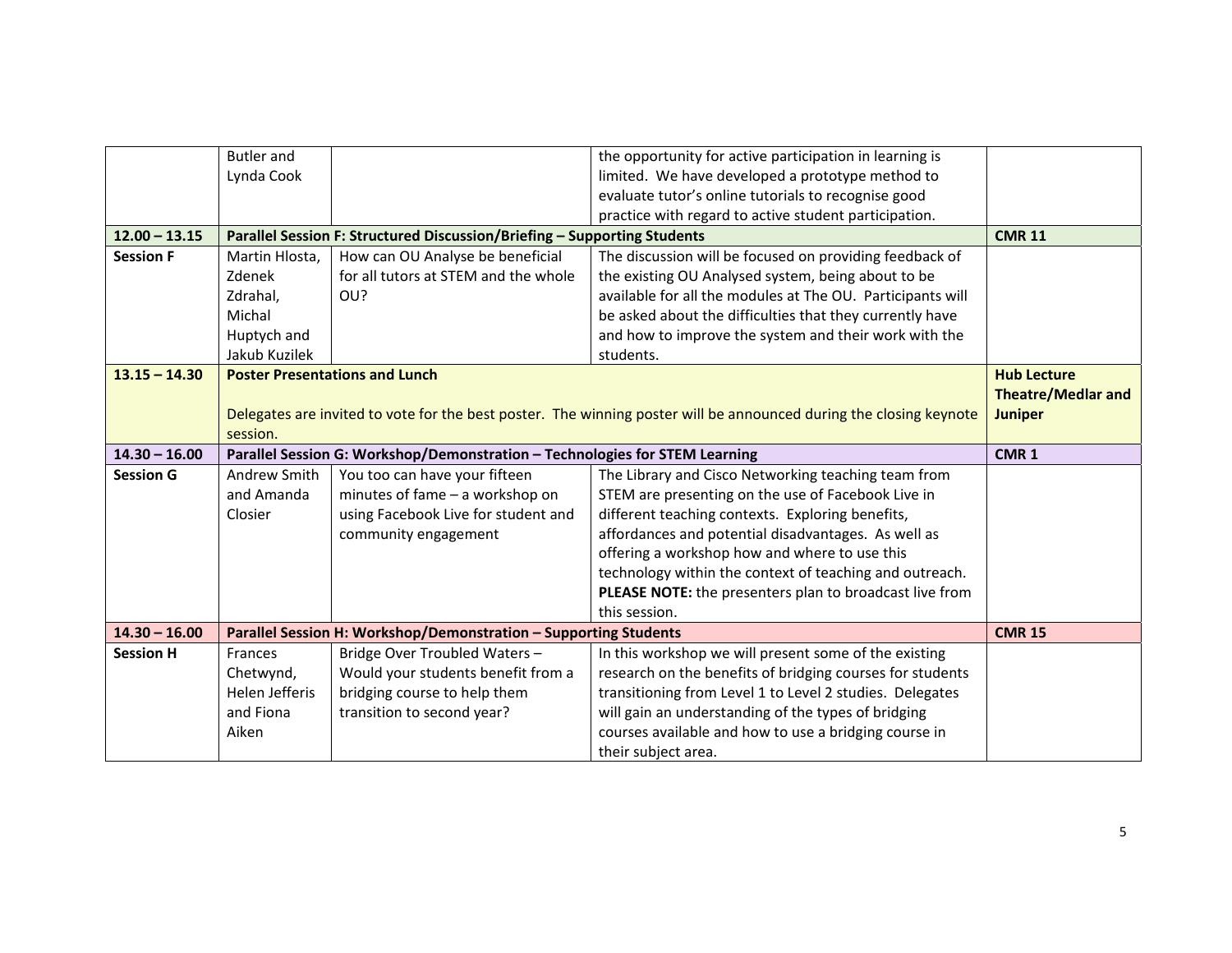| | | | | |
|---|---|---|---|---|
| | Butler and Lynda Cook | | the opportunity for active participation in learning is limited. We have developed a prototype method to evaluate tutor's online tutorials to recognise good practice with regard to active student participation. | |
| **12.00 – 13.15** | **Parallel Session F: Structured Discussion/Briefing – Supporting Students** | | | **CMR 11** |
| **Session F** | Martin Hlosta, Zdenek Zdrahal, Michal Huptych and Jakub Kuzilek | How can OU Analyse be beneficial for all tutors at STEM and the whole OU? | The discussion will be focused on providing feedback of the existing OU Analysed system, being about to be available for all the modules at The OU. Participants will be asked about the difficulties that they currently have and how to improve the system and their work with the students. | |
| **13.15 – 14.30** | **Poster Presentations and Lunch**<br><br>Delegates are invited to vote for the best poster. The winning poster will be announced during the closing keynote session. | | | **Hub Lecture Theatre/Medlar and Juniper** |
| **14.30 – 16.00** | **Parallel Session G: Workshop/Demonstration – Technologies for STEM Learning** | | | **CMR 1** |
| **Session G** | Andrew Smith and Amanda Closier | You too can have your fifteen minutes of fame – a workshop on using Facebook Live for student and community engagement | The Library and Cisco Networking teaching team from STEM are presenting on the use of Facebook Live in different teaching contexts. Exploring benefits, affordances and potential disadvantages. As well as offering a workshop how and where to use this technology within the context of teaching and outreach. **PLEASE NOTE:** the presenters plan to broadcast live from this session. | |
| **14.30 – 16.00** | **Parallel Session H: Workshop/Demonstration – Supporting Students** | | | **CMR 15** |
| **Session H** | Frances Chetwynd, Helen Jefferis and Fiona Aiken | Bridge Over Troubled Waters – Would your students benefit from a bridging course to help them transition to second year? | In this workshop we will present some of the existing research on the benefits of bridging courses for students transitioning from Level 1 to Level 2 studies. Delegates will gain an understanding of the types of bridging courses available and how to use a bridging course in their subject area. | |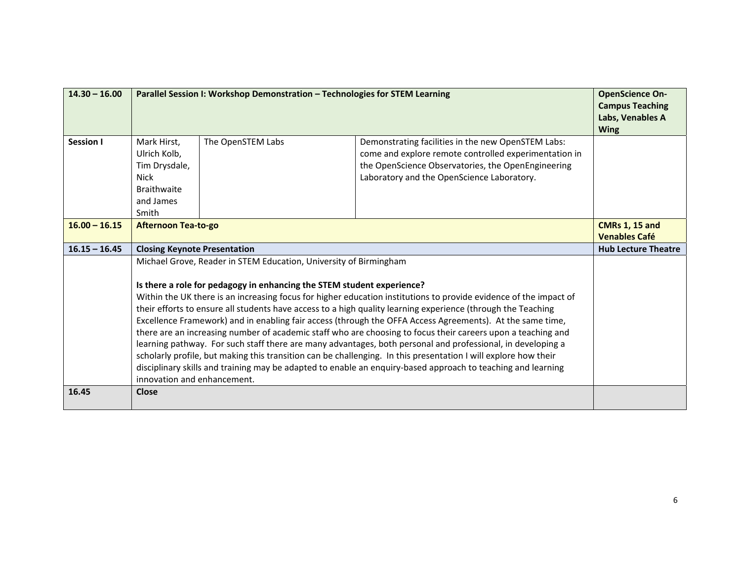| 14.30 – 16.00 | **Parallel Session I: Workshop Demonstration – Technologies for STEM Learning** | | | **OpenScience On-Campus Teaching Labs, Venables A Wing** |
|---|---|---|---|---|
| **Session I** | Mark Hirst, Ulrich Kolb, Tim Drysdale, Nick Braithwaite and James Smith | The OpenSTEM Labs | Demonstrating facilities in the new OpenSTEM Labs: come and explore remote controlled experimentation in the OpenScience Observatories, the OpenEngineering Laboratory and the OpenScience Laboratory. | |
| **16.00 – 16.15** | **Afternoon Tea-to-go** | | | **CMRs 1, 15 and Venables Café** |
| **16.15 – 16.45** | **Closing Keynote Presentation** | | | **Hub Lecture Theatre** |
| | Michael Grove, Reader in STEM Education, University of Birmingham<br><br>**Is there a role for pedagogy in enhancing the STEM student experience?**<br>Within the UK there is an increasing focus for higher education institutions to provide evidence of the impact of their efforts to ensure all students have access to a high quality learning experience (through the Teaching Excellence Framework) and in enabling fair access (through the OFFA Access Agreements). At the same time, there are an increasing number of academic staff who are choosing to focus their careers upon a teaching and learning pathway. For such staff there are many advantages, both personal and professional, in developing a scholarly profile, but making this transition can be challenging. In this presentation I will explore how their disciplinary skills and training may be adapted to enable an enquiry-based approach to teaching and learning innovation and enhancement. | | | |
| **16.45** | **Close** | | | |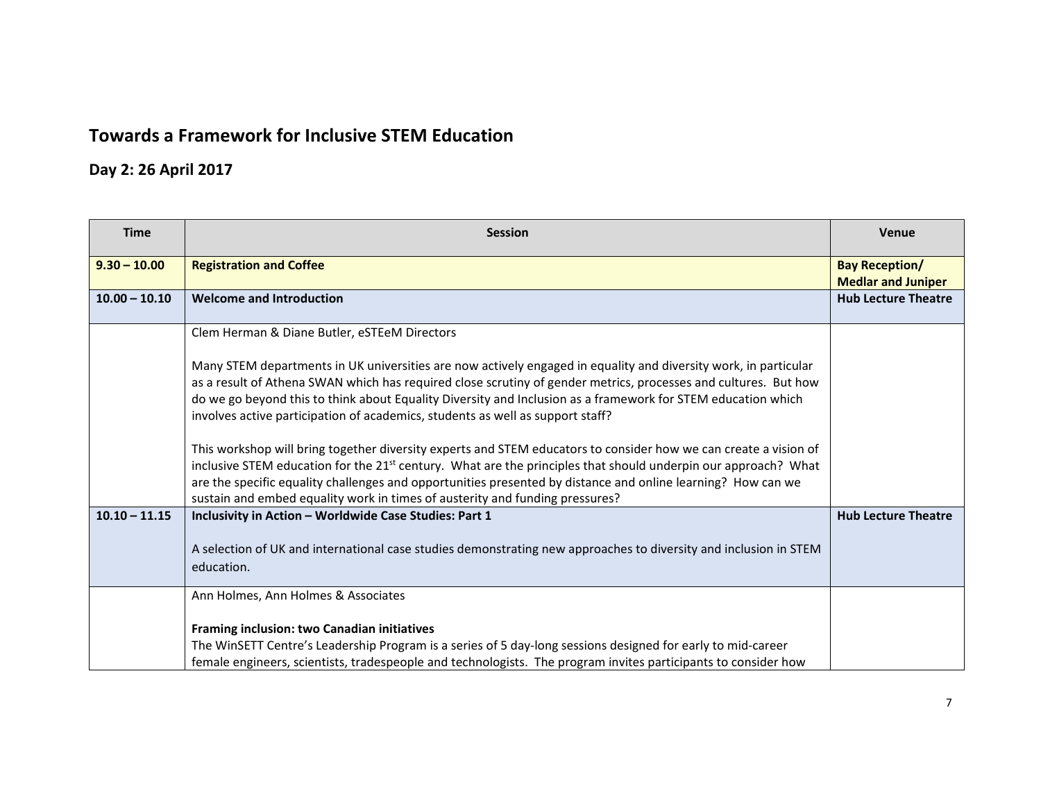## Towards a Framework for Inclusive STEM Education

### Day 2: 26 April 2017

| Time | Session | Venue |
| --- | --- | --- |
| **9.30 – 10.00** | **Registration and Coffee** | **Bay Reception/ Medlar and Juniper** |
| **10.00 – 10.10** | **Welcome and Introduction** | **Hub Lecture Theatre** |
| | Clem Herman & Diane Butler, eSTEeM Directors<br><br>Many STEM departments in UK universities are now actively engaged in equality and diversity work, in particular as a result of Athena SWAN which has required close scrutiny of gender metrics, processes and cultures. But how do we go beyond this to think about Equality Diversity and Inclusion as a framework for STEM education which involves active participation of academics, students as well as support staff?<br><br>This workshop will bring together diversity experts and STEM educators to consider how we can create a vision of inclusive STEM education for the 21st century. What are the principles that should underpin our approach? What are the specific equality challenges and opportunities presented by distance and online learning? How can we sustain and embed equality work in times of austerity and funding pressures? | |
| **10.10 – 11.15** | **Inclusivity in Action – Worldwide Case Studies: Part 1**<br><br>A selection of UK and international case studies demonstrating new approaches to diversity and inclusion in STEM education. | **Hub Lecture Theatre** |
| | Ann Holmes, Ann Holmes & Associates<br><br>**Framing inclusion: two Canadian initiatives**<br>The WinSETT Centre's Leadership Program is a series of 5 day-long sessions designed for early to mid-career female engineers, scientists, tradespeople and technologists. The program invites participants to consider how | |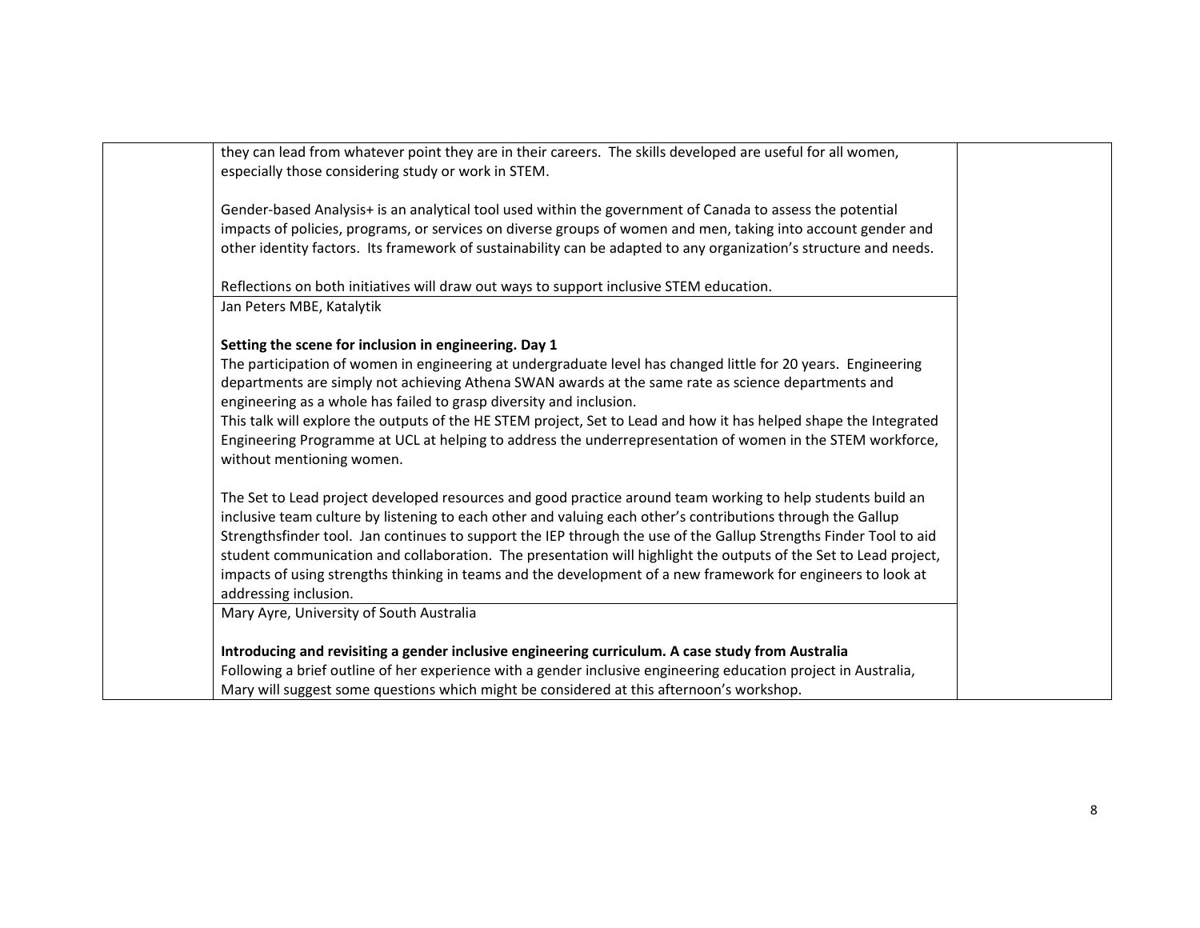| | | |
|---|---|---|
| | they can lead from whatever point they are in their careers. The skills developed are useful for all women, especially those considering study or work in STEM.<br><br>Gender-based Analysis+ is an analytical tool used within the government of Canada to assess the potential impacts of policies, programs, or services on diverse groups of women and men, taking into account gender and other identity factors. Its framework of sustainability can be adapted to any organization's structure and needs.<br><br>Reflections on both initiatives will draw out ways to support inclusive STEM education. | |
| | Jan Peters MBE, Katalytik<br><br>**Setting the scene for inclusion in engineering. Day 1**<br>The participation of women in engineering at undergraduate level has changed little for 20 years. Engineering departments are simply not achieving Athena SWAN awards at the same rate as science departments and engineering as a whole has failed to grasp diversity and inclusion.<br>This talk will explore the outputs of the HE STEM project, Set to Lead and how it has helped shape the Integrated Engineering Programme at UCL at helping to address the underrepresentation of women in the STEM workforce, without mentioning women.<br><br>The Set to Lead project developed resources and good practice around team working to help students build an inclusive team culture by listening to each other and valuing each other's contributions through the Gallup Strengthsfinder tool. Jan continues to support the IEP through the use of the Gallup Strengths Finder Tool to aid student communication and collaboration. The presentation will highlight the outputs of the Set to Lead project, impacts of using strengths thinking in teams and the development of a new framework for engineers to look at addressing inclusion. | |
| | Mary Ayre, University of South Australia<br><br>**Introducing and revisiting a gender inclusive engineering curriculum. A case study from Australia**<br>Following a brief outline of her experience with a gender inclusive engineering education project in Australia, Mary will suggest some questions which might be considered at this afternoon's workshop. | |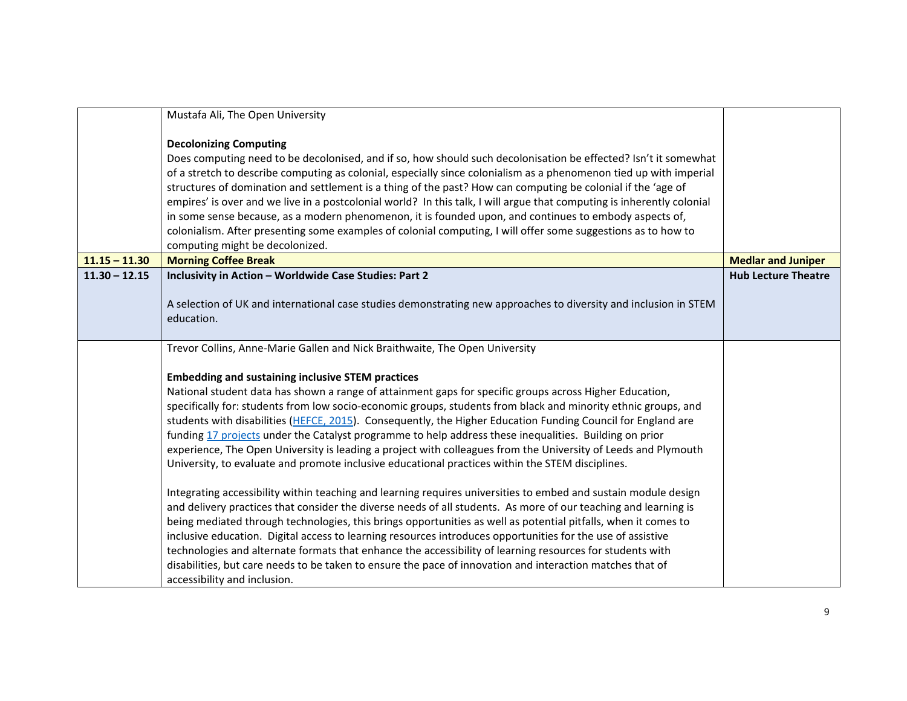| | | |
|---|---|---|
| | Mustafa Ali, The Open University<br><br>**Decolonizing Computing**<br>Does computing need to be decolonised, and if so, how should such decolonisation be effected? Isn't it somewhat of a stretch to describe computing as colonial, especially since colonialism as a phenomenon tied up with imperial structures of domination and settlement is a thing of the past? How can computing be colonial if the 'age of empires' is over and we live in a postcolonial world? In this talk, I will argue that computing is inherently colonial in some sense because, as a modern phenomenon, it is founded upon, and continues to embody aspects of, colonialism. After presenting some examples of colonial computing, I will offer some suggestions as to how to computing might be decolonized. | |
| **11.15 – 11.30** | **Morning Coffee Break** | **Medlar and Juniper** |
| **11.30 – 12.15** | **Inclusivity in Action – Worldwide Case Studies: Part 2**<br><br>A selection of UK and international case studies demonstrating new approaches to diversity and inclusion in STEM education. | **Hub Lecture Theatre** |
| | Trevor Collins, Anne-Marie Gallen and Nick Braithwaite, The Open University<br><br>**Embedding and sustaining inclusive STEM practices**<br>National student data has shown a range of attainment gaps for specific groups across Higher Education, specifically for: students from low socio-economic groups, students from black and minority ethnic groups, and students with disabilities (HEFCE, 2015). Consequently, the Higher Education Funding Council for England are funding 17 projects under the Catalyst programme to help address these inequalities. Building on prior experience, The Open University is leading a project with colleagues from the University of Leeds and Plymouth University, to evaluate and promote inclusive educational practices within the STEM disciplines.<br><br>Integrating accessibility within teaching and learning requires universities to embed and sustain module design and delivery practices that consider the diverse needs of all students. As more of our teaching and learning is being mediated through technologies, this brings opportunities as well as potential pitfalls, when it comes to inclusive education. Digital access to learning resources introduces opportunities for the use of assistive technologies and alternate formats that enhance the accessibility of learning resources for students with disabilities, but care needs to be taken to ensure the pace of innovation and interaction matches that of accessibility and inclusion. | |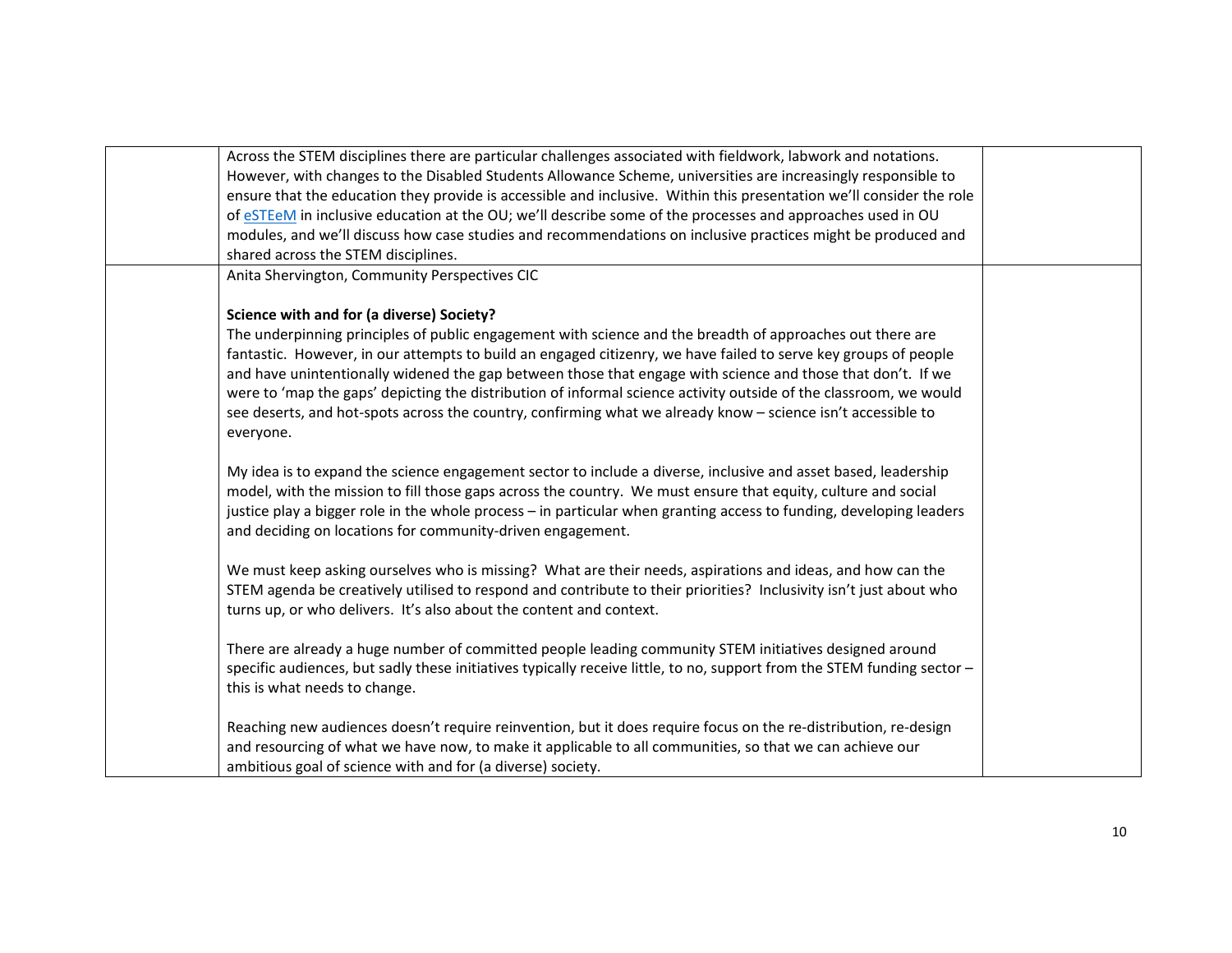| | | |
|---|---|---|
| | Across the STEM disciplines there are particular challenges associated with fieldwork, labwork and notations. However, with changes to the Disabled Students Allowance Scheme, universities are increasingly responsible to ensure that the education they provide is accessible and inclusive. Within this presentation we'll consider the role of eSTEeM in inclusive education at the OU; we'll describe some of the processes and approaches used in OU modules, and we'll discuss how case studies and recommendations on inclusive practices might be produced and shared across the STEM disciplines. | |
| | Anita Shervington, Community Perspectives CIC<br><br>**Science with and for (a diverse) Society?**<br>The underpinning principles of public engagement with science and the breadth of approaches out there are fantastic. However, in our attempts to build an engaged citizenry, we have failed to serve key groups of people and have unintentionally widened the gap between those that engage with science and those that don't. If we were to 'map the gaps' depicting the distribution of informal science activity outside of the classroom, we would see deserts, and hot-spots across the country, confirming what we already know – science isn't accessible to everyone.<br><br>My idea is to expand the science engagement sector to include a diverse, inclusive and asset based, leadership model, with the mission to fill those gaps across the country. We must ensure that equity, culture and social justice play a bigger role in the whole process – in particular when granting access to funding, developing leaders and deciding on locations for community-driven engagement.<br><br>We must keep asking ourselves who is missing? What are their needs, aspirations and ideas, and how can the STEM agenda be creatively utilised to respond and contribute to their priorities? Inclusivity isn't just about who turns up, or who delivers. It's also about the content and context.<br><br>There are already a huge number of committed people leading community STEM initiatives designed around specific audiences, but sadly these initiatives typically receive little, to no, support from the STEM funding sector – this is what needs to change.<br><br>Reaching new audiences doesn't require reinvention, but it does require focus on the re-distribution, re-design and resourcing of what we have now, to make it applicable to all communities, so that we can achieve our ambitious goal of science with and for (a diverse) society. | |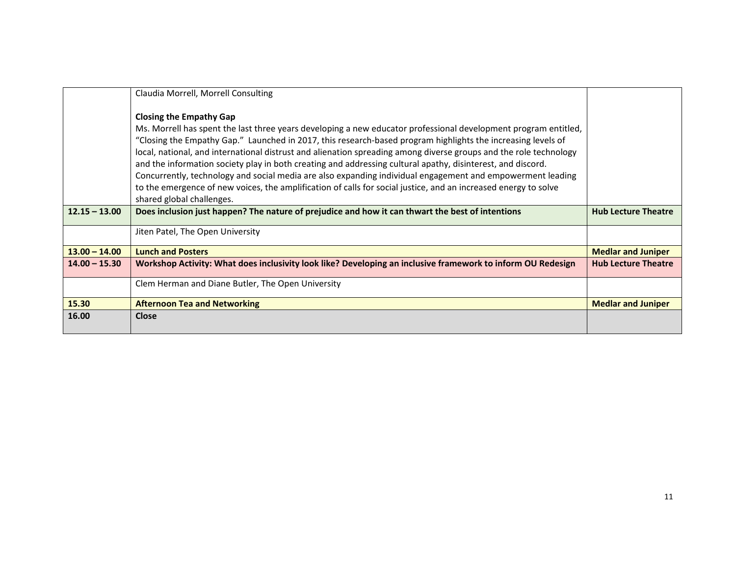| | | |
|---|---|---|
| | Claudia Morrell, Morrell Consulting<br><br>**Closing the Empathy Gap**<br>Ms. Morrell has spent the last three years developing a new educator professional development program entitled, "Closing the Empathy Gap." Launched in 2017, this research-based program highlights the increasing levels of local, national, and international distrust and alienation spreading among diverse groups and the role technology and the information society play in both creating and addressing cultural apathy, disinterest, and discord. Concurrently, technology and social media are also expanding individual engagement and empowerment leading to the emergence of new voices, the amplification of calls for social justice, and an increased energy to solve shared global challenges. | |
| **12.15 – 13.00** | **Does inclusion just happen? The nature of prejudice and how it can thwart the best of intentions** | **Hub Lecture Theatre** |
| | Jiten Patel, The Open University | |
| **13.00 – 14.00** | **Lunch and Posters** | **Medlar and Juniper** |
| **14.00 – 15.30** | **Workshop Activity: What does inclusivity look like? Developing an inclusive framework to inform OU Redesign** | **Hub Lecture Theatre** |
| | Clem Herman and Diane Butler, The Open University | |
| **15.30** | **Afternoon Tea and Networking** | **Medlar and Juniper** |
| **16.00** | **Close** | |